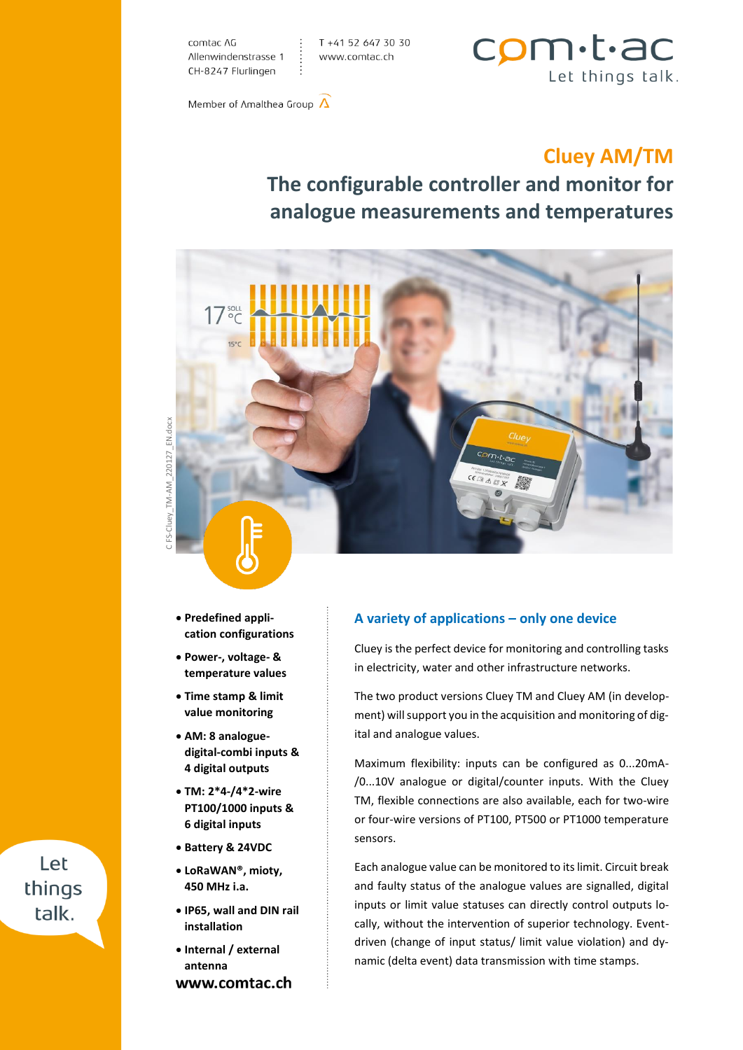comtac AG
Allenwindenstrasse 1
CH-8247 Flurlingen

T +41 52 647 30 30
www.comtac.ch

Member of Amalthea Group

# Cluey AM/TM

## The configurable controller and monitor for analogue measurements and temperatures

- **Predefined application configurations**
- **Power-, voltage- & temperature values**
- **Time stamp & limit value monitoring**
- **AM: 8 analogue-digital-combi inputs & 4 digital outputs**
- **TM: 2*4-/4*2-wire PT100/1000 inputs & 6 digital inputs**
- **Battery & 24VDC**
- **LoRaWAN®, mioty, 450 MHz i.a.**
- **IP65, wall and DIN rail installation**
- **Internal / external antenna**

**www.comtac.ch**

### A variety of applications – only one device

Cluey is the perfect device for monitoring and controlling tasks in electricity, water and other infrastructure networks.

The two product versions Cluey TM and Cluey AM (in development) will support you in the acquisition and monitoring of digital and analogue values.

Maximum flexibility: inputs can be configured as 0...20mA-/0...10V analogue or digital/counter inputs. With the Cluey TM, flexible connections are also available, each for two-wire or four-wire versions of PT100, PT500 or PT1000 temperature sensors.

Each analogue value can be monitored to its limit. Circuit break and faulty status of the analogue values are signalled, digital inputs or limit value statuses can directly control outputs locally, without the intervention of superior technology. Event-driven (change of input status/ limit value violation) and dynamic (delta event) data transmission with time stamps.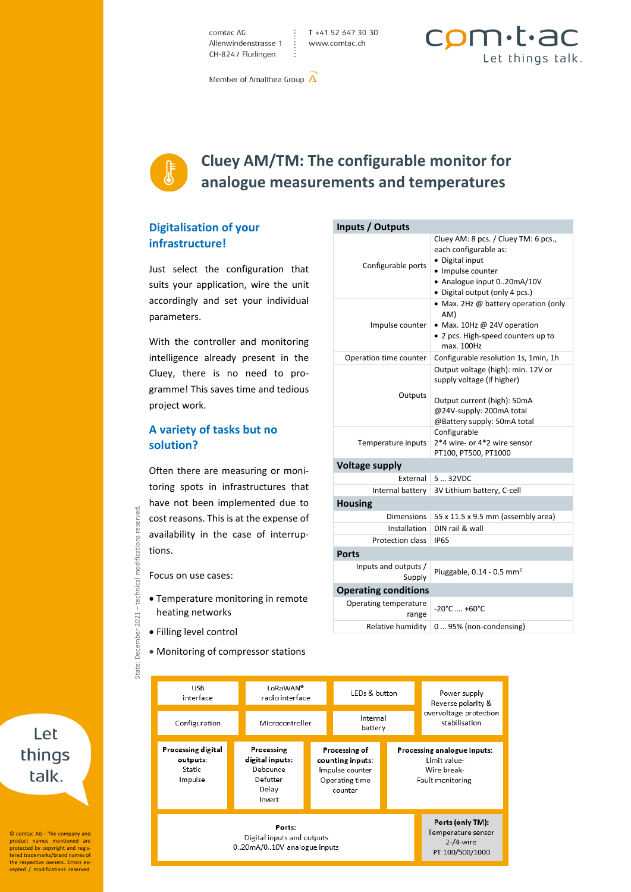comtac AG
Allenwindenstrasse 1
CH-8247 Flurlingen

T +41 52 647 30 30
www.comtac.ch

Member of Amalthea Group

# Cluey AM/TM: The configurable monitor for analogue measurements and temperatures

## Digitalisation of your infrastructure!

Just select the configuration that suits your application, wire the unit accordingly and set your individual parameters.

With the controller and monitoring intelligence already present in the Cluey, there is no need to programme! This saves time and tedious project work.

## A variety of tasks but no solution?

Often there are measuring or monitoring spots in infrastructures that have not been implemented due to cost reasons. This is at the expense of availability in the case of interruptions.

Focus on use cases:

- Temperature monitoring in remote heating networks
- Filling level control
- Monitoring of compressor stations

| | |
|---|---|
| **Inputs / Outputs** | |
| Configurable ports | Cluey AM: 8 pcs. / Cluey TM: 6 pcs., each configurable as: • Digital input • Impulse counter • Analogue input 0..20mA/10V • Digital output (only 4 pcs.) |
| Impulse counter | • Max. 2Hz @ battery operation (only AM) • Max. 10Hz @ 24V operation • 2 pcs. High-speed counters up to max. 100Hz |
| Operation time counter | Configurable resolution 1s, 1min, 1h |
| Outputs | Output voltage (high): min. 12V or supply voltage (if higher) Output current (high): 50mA @24V-supply: 200mA total @Battery supply: 50mA total |
| Temperature inputs | Configurable 2*4 wire- or 4*2 wire sensor PT100, PT500, PT1000 |
| **Voltage supply** | |
| External | 5 … 32VDC |
| Internal battery | 3V Lithium battery, C-cell |
| **Housing** | |
| Dimensions | 55 x 11.5 x 9.5 mm (assembly area) |
| Installation | DIN rail & wall |
| Protection class | IP65 |
| **Ports** | |
| Inputs and outputs / Supply | Pluggable, 0.14 - 0.5 mm$^2$ |
| **Operating conditions** | |
| Operating temperature range | -20°C …. +60°C |
| Relative humidity | 0 … 95% (non-condensing) |

USB interface
LoRaWAN® radio interface
LEDs & button
Power supply Reverse polarity & overvoltage protection stabilisation
Configuration
Microcontroller
Internal battery

**Processing digital outputs:** Static Impulse

**Processing digital inputs:** Debounce Defutter Delay Invert

**Processing of counting inputs:** Impulse counter Operating time counter

**Processing analogue inputs:** Limit value- Wire break- Fault monitoring

**Ports:** Digital inputs and outputs 0..20mA/0..10V analogue inputs

**Ports (only TM):** Temperature sensor 2-/4-wire PT 100/500/1000

State: December 2021 – technical modifications reserved.

Let things talk.

© comtac AG · The company and product names mentioned are protected by copyright and registered trademarks/brand names of the respective owners. Errors excepted / modifications reserved.